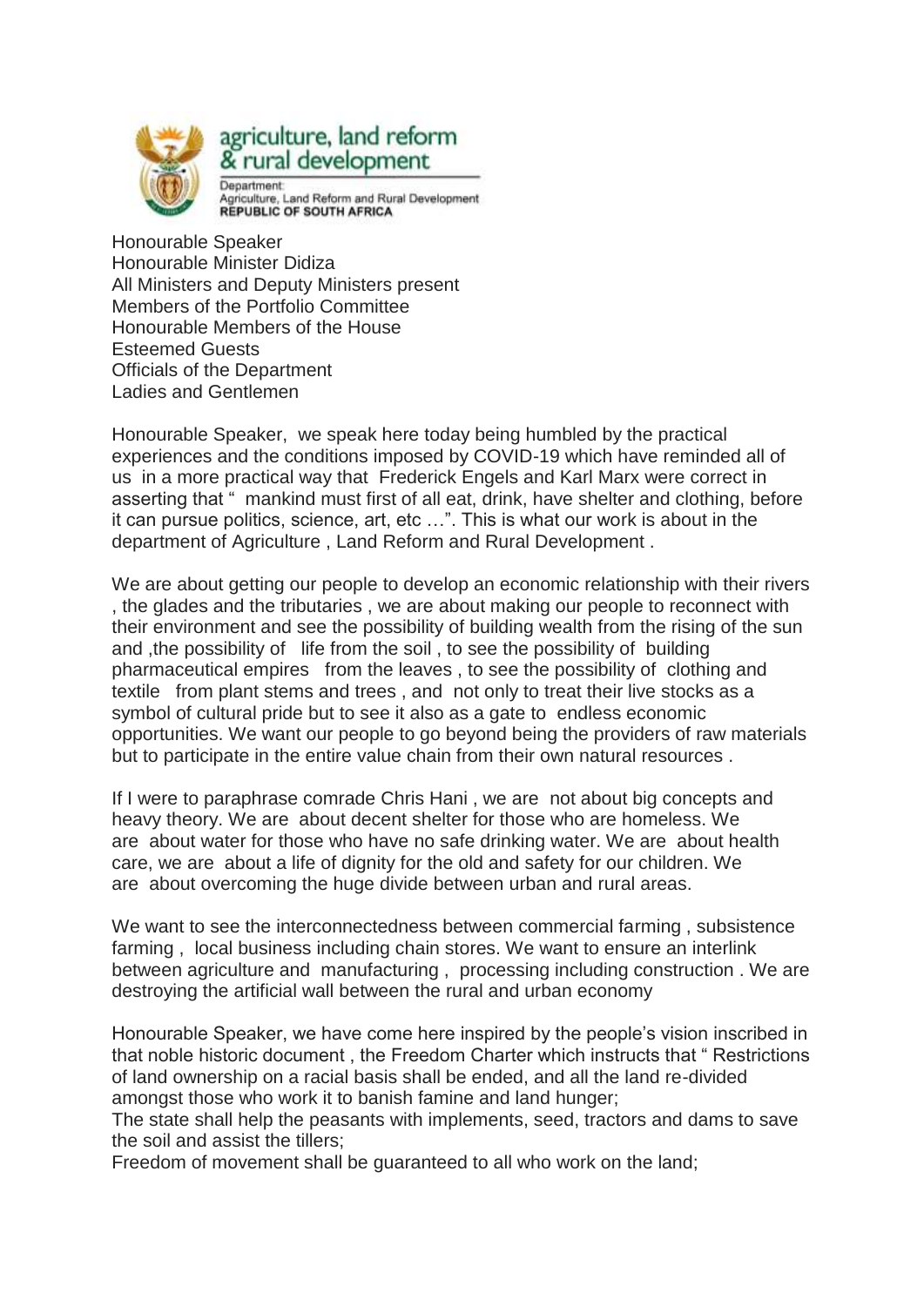agriculture, land reform
& rural development

Department:
Agriculture, Land Reform and Rural Development
**REPUBLIC OF SOUTH AFRICA**

Honourable Speaker
Honourable Minister Didiza
All Ministers and Deputy Ministers present
Members of the Portfolio Committee
Honourable Members of the House
Esteemed Guests
Officials of the Department
Ladies and Gentlemen

Honourable Speaker, we speak here today being humbled by the practical experiences and the conditions imposed by COVID-19 which have reminded all of us in a more practical way that Frederick Engels and Karl Marx were correct in asserting that " mankind must first of all eat, drink, have shelter and clothing, before it can pursue politics, science, art, etc …". This is what our work is about in the department of Agriculture , Land Reform and Rural Development .

We are about getting our people to develop an economic relationship with their rivers , the glades and the tributaries , we are about making our people to reconnect with their environment and see the possibility of building wealth from the rising of the sun and ,the possibility of life from the soil , to see the possibility of building pharmaceutical empires from the leaves , to see the possibility of clothing and textile from plant stems and trees , and not only to treat their live stocks as a symbol of cultural pride but to see it also as a gate to endless economic opportunities. We want our people to go beyond being the providers of raw materials but to participate in the entire value chain from their own natural resources .

If I were to paraphrase comrade Chris Hani , we are not about big concepts and heavy theory. We are about decent shelter for those who are homeless. We are about water for those who have no safe drinking water. We are about health care, we are about a life of dignity for the old and safety for our children. We are about overcoming the huge divide between urban and rural areas.

We want to see the interconnectedness between commercial farming , subsistence farming , local business including chain stores. We want to ensure an interlink between agriculture and manufacturing , processing including construction . We are destroying the artificial wall between the rural and urban economy

Honourable Speaker, we have come here inspired by the people's vision inscribed in that noble historic document , the Freedom Charter which instructs that " Restrictions of land ownership on a racial basis shall be ended, and all the land re-divided amongst those who work it to banish famine and land hunger;
The state shall help the peasants with implements, seed, tractors and dams to save the soil and assist the tillers;
Freedom of movement shall be guaranteed to all who work on the land;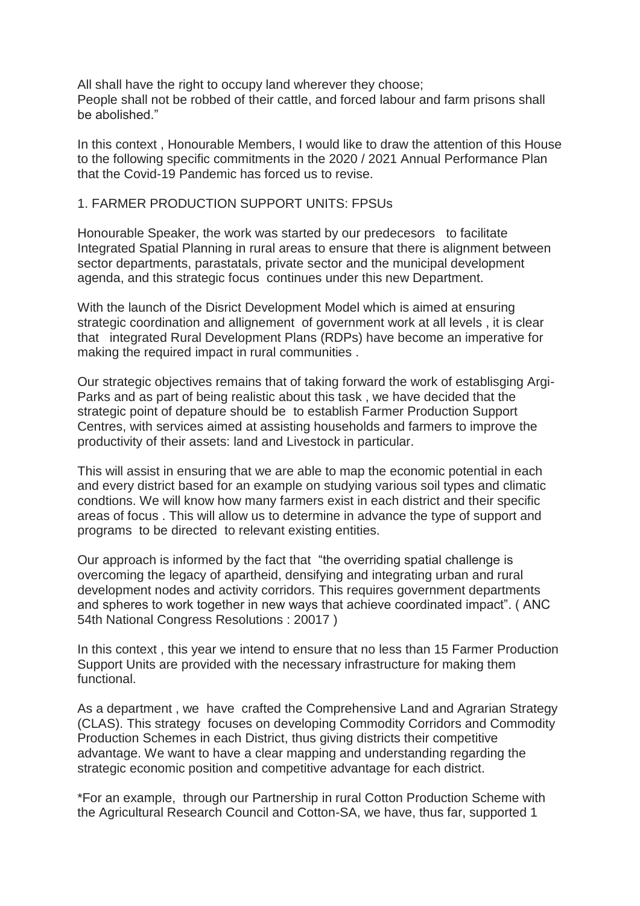All shall have the right to occupy land wherever they choose;
People shall not be robbed of their cattle, and forced labour and farm prisons shall be abolished."

In this context , Honourable Members, I would like to draw the attention of this House to the following specific commitments in the 2020 / 2021 Annual Performance Plan that the Covid-19 Pandemic has forced us to revise.

## 1. FARMER PRODUCTION SUPPORT UNITS: FPSUs

Honourable Speaker, the work was started by our predecesors to facilitate Integrated Spatial Planning in rural areas to ensure that there is alignment between sector departments, parastatals, private sector and the municipal development agenda, and this strategic focus continues under this new Department.

With the launch of the Disrict Development Model which is aimed at ensuring strategic coordination and allignement of government work at all levels , it is clear that integrated Rural Development Plans (RDPs) have become an imperative for making the required impact in rural communities .

Our strategic objectives remains that of taking forward the work of establisging Argi-Parks and as part of being realistic about this task , we have decided that the strategic point of depature should be to establish Farmer Production Support Centres, with services aimed at assisting households and farmers to improve the productivity of their assets: land and Livestock in particular.

This will assist in ensuring that we are able to map the economic potential in each and every district based for an example on studying various soil types and climatic condtions. We will know how many farmers exist in each district and their specific areas of focus . This will allow us to determine in advance the type of support and programs to be directed to relevant existing entities.

Our approach is informed by the fact that "the overriding spatial challenge is overcoming the legacy of apartheid, densifying and integrating urban and rural development nodes and activity corridors. This requires government departments and spheres to work together in new ways that achieve coordinated impact". ( ANC 54th National Congress Resolutions : 20017 )

In this context , this year we intend to ensure that no less than 15 Farmer Production Support Units are provided with the necessary infrastructure for making them functional.

As a department , we have crafted the Comprehensive Land and Agrarian Strategy (CLAS). This strategy focuses on developing Commodity Corridors and Commodity Production Schemes in each District, thus giving districts their competitive advantage. We want to have a clear mapping and understanding regarding the strategic economic position and competitive advantage for each district.

*For an example, through our Partnership in rural Cotton Production Scheme with the Agricultural Research Council and Cotton-SA, we have, thus far, supported 1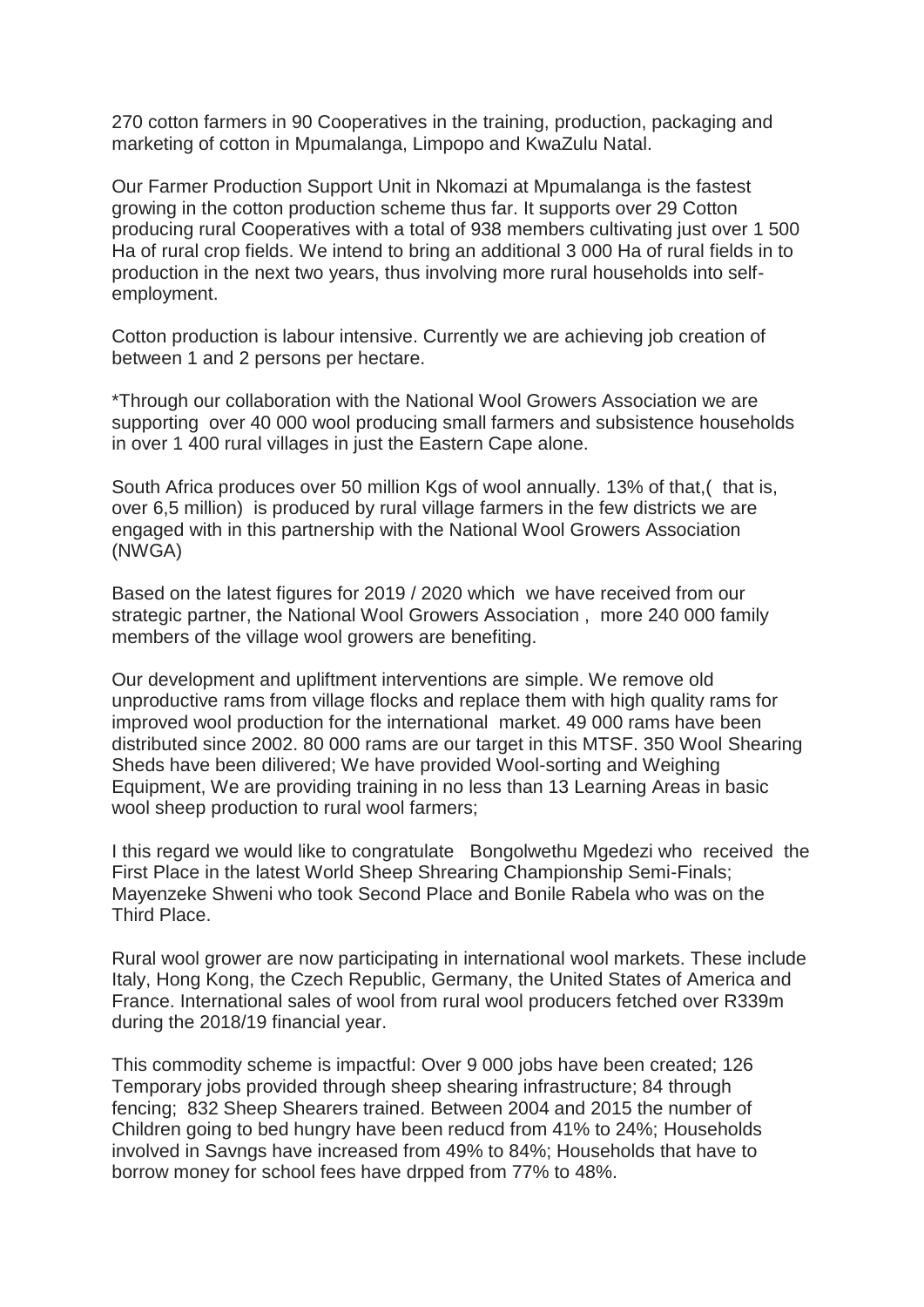270 cotton farmers in 90 Cooperatives in the training, production, packaging and marketing of cotton in Mpumalanga, Limpopo and KwaZulu Natal.

Our Farmer Production Support Unit in Nkomazi at Mpumalanga is the fastest growing in the cotton production scheme thus far. It supports over 29 Cotton producing rural Cooperatives with a total of 938 members cultivating just over 1 500 Ha of rural crop fields. We intend to bring an additional 3 000 Ha of rural fields in to production in the next two years, thus involving more rural households into self-employment.

Cotton production is labour intensive. Currently we are achieving job creation of between 1 and 2 persons per hectare.

*Through our collaboration with the National Wool Growers Association we are supporting over 40 000 wool producing small farmers and subsistence households in over 1 400 rural villages in just the Eastern Cape alone.

South Africa produces over 50 million Kgs of wool annually. 13% of that,( that is, over 6,5 million) is produced by rural village farmers in the few districts we are engaged with in this partnership with the National Wool Growers Association (NWGA)

Based on the latest figures for 2019 / 2020 which we have received from our strategic partner, the National Wool Growers Association , more 240 000 family members of the village wool growers are benefiting.

Our development and upliftment interventions are simple. We remove old unproductive rams from village flocks and replace them with high quality rams for improved wool production for the international market. 49 000 rams have been distributed since 2002. 80 000 rams are our target in this MTSF. 350 Wool Shearing Sheds have been dilivered; We have provided Wool-sorting and Weighing Equipment, We are providing training in no less than 13 Learning Areas in basic wool sheep production to rural wool farmers;

I this regard we would like to congratulate Bongolwethu Mgedezi who received the First Place in the latest World Sheep Shrearing Championship Semi-Finals; Mayenzeke Shweni who took Second Place and Bonile Rabela who was on the Third Place.

Rural wool grower are now participating in international wool markets. These include Italy, Hong Kong, the Czech Republic, Germany, the United States of America and France. International sales of wool from rural wool producers fetched over R339m during the 2018/19 financial year.

This commodity scheme is impactful: Over 9 000 jobs have been created; 126 Temporary jobs provided through sheep shearing infrastructure; 84 through fencing; 832 Sheep Shearers trained. Between 2004 and 2015 the number of Children going to bed hungry have been reducd from 41% to 24%; Households involved in Savngs have increased from 49% to 84%; Households that have to borrow money for school fees have drpped from 77% to 48%.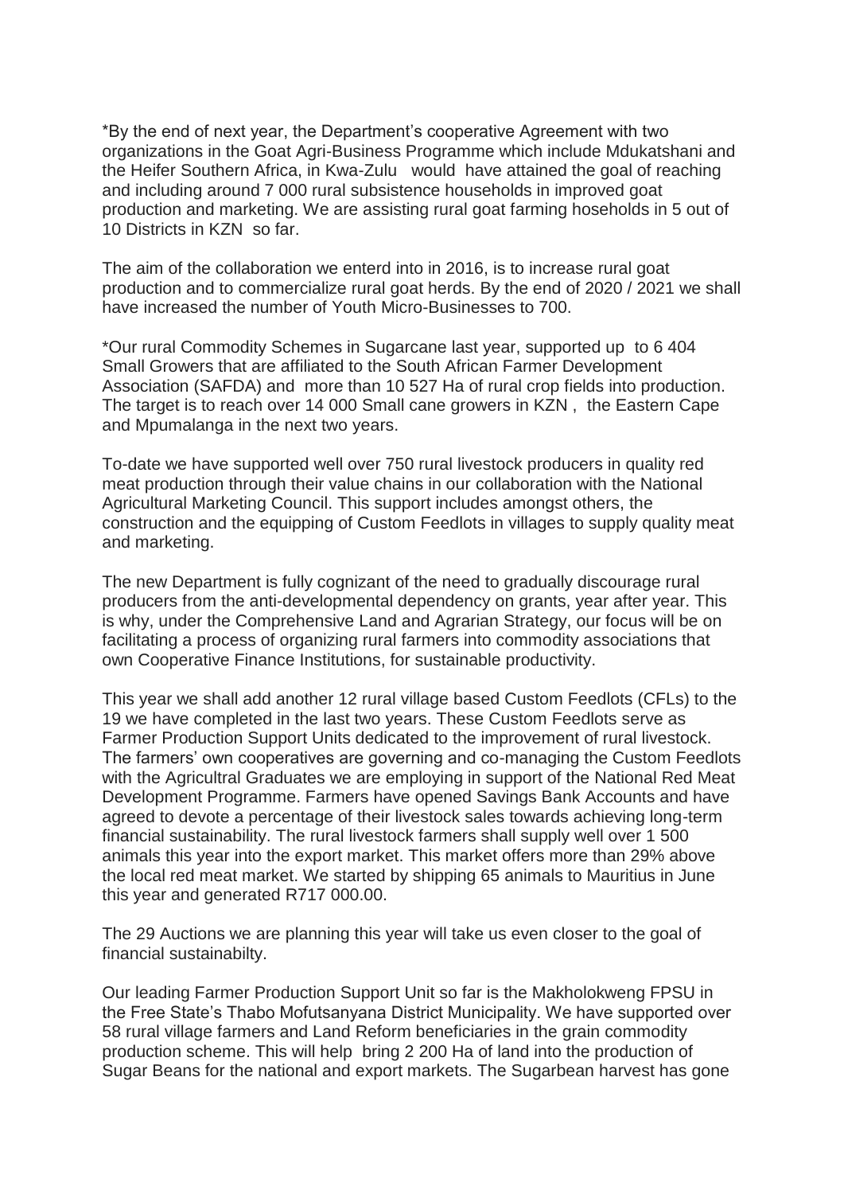*By the end of next year, the Department's cooperative Agreement with two organizations in the Goat Agri-Business Programme which include Mdukatshani and the Heifer Southern Africa, in Kwa-Zulu would have attained the goal of reaching and including around 7 000 rural subsistence households in improved goat production and marketing. We are assisting rural goat farming hoseholds in 5 out of 10 Districts in KZN so far.

The aim of the collaboration we enterd into in 2016, is to increase rural goat production and to commercialize rural goat herds. By the end of 2020 / 2021 we shall have increased the number of Youth Micro-Businesses to 700.

*Our rural Commodity Schemes in Sugarcane last year, supported up to 6 404 Small Growers that are affiliated to the South African Farmer Development Association (SAFDA) and more than 10 527 Ha of rural crop fields into production. The target is to reach over 14 000 Small cane growers in KZN , the Eastern Cape and Mpumalanga in the next two years.

To-date we have supported well over 750 rural livestock producers in quality red meat production through their value chains in our collaboration with the National Agricultural Marketing Council. This support includes amongst others, the construction and the equipping of Custom Feedlots in villages to supply quality meat and marketing.

The new Department is fully cognizant of the need to gradually discourage rural producers from the anti-developmental dependency on grants, year after year. This is why, under the Comprehensive Land and Agrarian Strategy, our focus will be on facilitating a process of organizing rural farmers into commodity associations that own Cooperative Finance Institutions, for sustainable productivity.

This year we shall add another 12 rural village based Custom Feedlots (CFLs) to the 19 we have completed in the last two years. These Custom Feedlots serve as Farmer Production Support Units dedicated to the improvement of rural livestock. The farmers' own cooperatives are governing and co-managing the Custom Feedlots with the Agricultral Graduates we are employing in support of the National Red Meat Development Programme. Farmers have opened Savings Bank Accounts and have agreed to devote a percentage of their livestock sales towards achieving long-term financial sustainability. The rural livestock farmers shall supply well over 1 500 animals this year into the export market. This market offers more than 29% above the local red meat market. We started by shipping 65 animals to Mauritius in June this year and generated R717 000.00.

The 29 Auctions we are planning this year will take us even closer to the goal of financial sustainabilty.

Our leading Farmer Production Support Unit so far is the Makholokweng FPSU in the Free State's Thabo Mofutsanyana District Municipality. We have supported over 58 rural village farmers and Land Reform beneficiaries in the grain commodity production scheme. This will help bring 2 200 Ha of land into the production of Sugar Beans for the national and export markets. The Sugarbean harvest has gone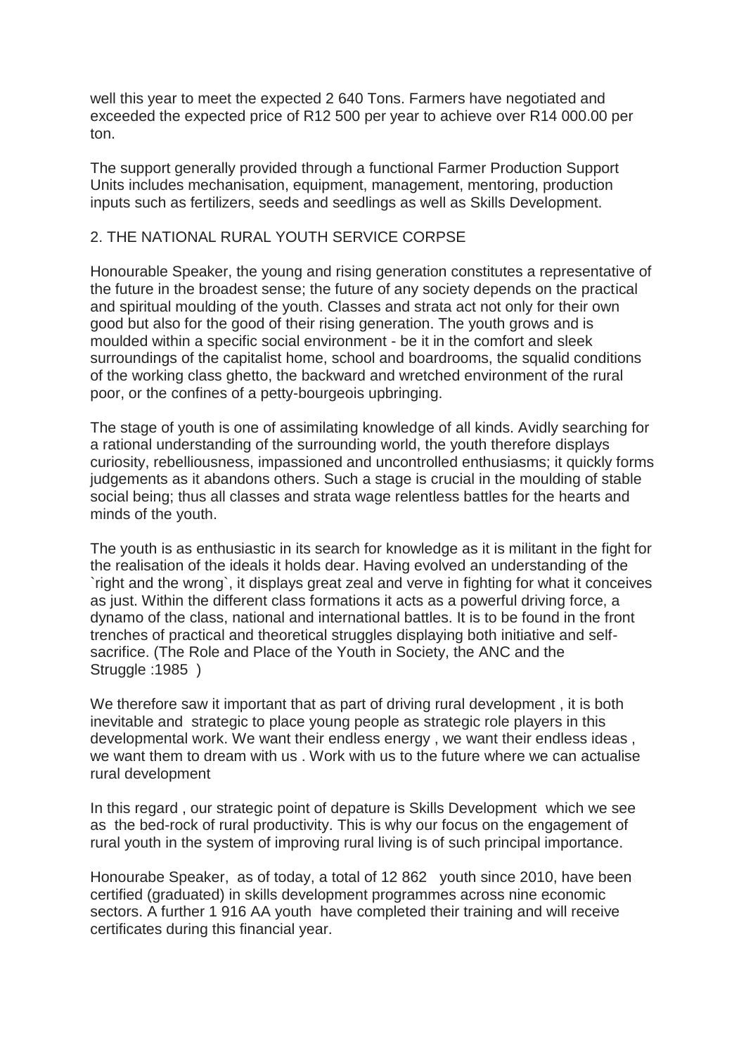well this year to meet the expected 2 640 Tons. Farmers have negotiated and exceeded the expected price of R12 500 per year to achieve over R14 000.00 per ton.

The support generally provided through a functional Farmer Production Support Units includes mechanisation, equipment, management, mentoring, production inputs such as fertilizers, seeds and seedlings as well as Skills Development.

## 2. THE NATIONAL RURAL YOUTH SERVICE CORPSE

Honourable Speaker, the young and rising generation constitutes a representative of the future in the broadest sense; the future of any society depends on the practical and spiritual moulding of the youth. Classes and strata act not only for their own good but also for the good of their rising generation. The youth grows and is moulded within a specific social environment - be it in the comfort and sleek surroundings of the capitalist home, school and boardrooms, the squalid conditions of the working class ghetto, the backward and wretched environment of the rural poor, or the confines of a petty-bourgeois upbringing.

The stage of youth is one of assimilating knowledge of all kinds. Avidly searching for a rational understanding of the surrounding world, the youth therefore displays curiosity, rebelliousness, impassioned and uncontrolled enthusiasms; it quickly forms judgements as it abandons others. Such a stage is crucial in the moulding of stable social being; thus all classes and strata wage relentless battles for the hearts and minds of the youth.

The youth is as enthusiastic in its search for knowledge as it is militant in the fight for the realisation of the ideals it holds dear. Having evolved an understanding of the `right and the wrong`, it displays great zeal and verve in fighting for what it conceives as just. Within the different class formations it acts as a powerful driving force, a dynamo of the class, national and international battles. It is to be found in the front trenches of practical and theoretical struggles displaying both initiative and self-sacrifice. (The Role and Place of the Youth in Society, the ANC and the Struggle :1985 )

We therefore saw it important that as part of driving rural development , it is both inevitable and strategic to place young people as strategic role players in this developmental work. We want their endless energy , we want their endless ideas , we want them to dream with us . Work with us to the future where we can actualise rural development

In this regard , our strategic point of depature is Skills Development which we see as the bed-rock of rural productivity. This is why our focus on the engagement of rural youth in the system of improving rural living is of such principal importance.

Honourabe Speaker, as of today, a total of 12 862 youth since 2010, have been certified (graduated) in skills development programmes across nine economic sectors. A further 1 916 AA youth have completed their training and will receive certificates during this financial year.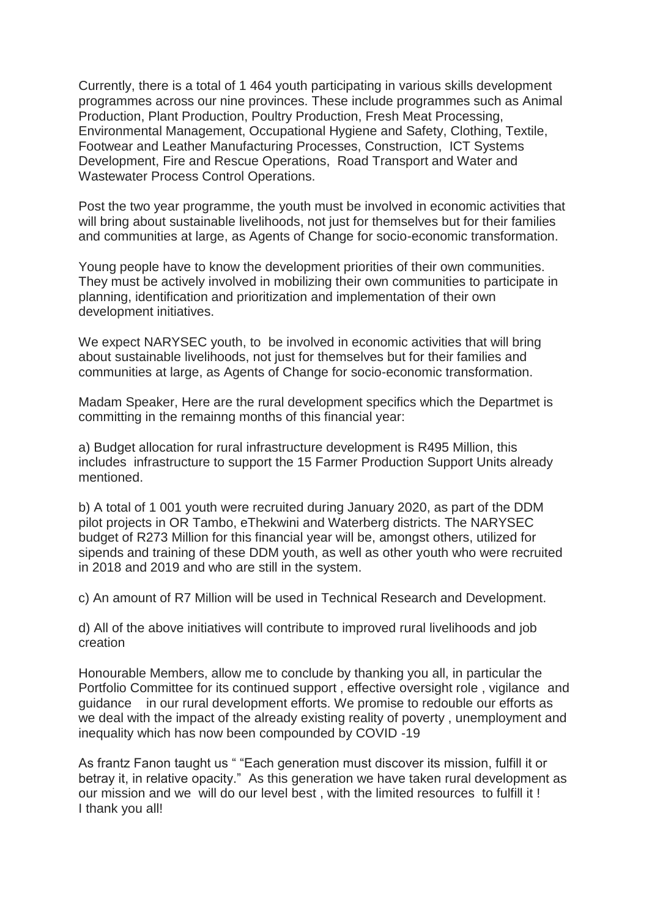Currently, there is a total of 1 464 youth participating in various skills development programmes across our nine provinces. These include programmes such as Animal Production, Plant Production, Poultry Production, Fresh Meat Processing, Environmental Management, Occupational Hygiene and Safety, Clothing, Textile, Footwear and Leather Manufacturing Processes, Construction, ICT Systems Development, Fire and Rescue Operations, Road Transport and Water and Wastewater Process Control Operations.

Post the two year programme, the youth must be involved in economic activities that will bring about sustainable livelihoods, not just for themselves but for their families and communities at large, as Agents of Change for socio-economic transformation.

Young people have to know the development priorities of their own communities. They must be actively involved in mobilizing their own communities to participate in planning, identification and prioritization and implementation of their own development initiatives.

We expect NARYSEC youth, to be involved in economic activities that will bring about sustainable livelihoods, not just for themselves but for their families and communities at large, as Agents of Change for socio-economic transformation.

Madam Speaker, Here are the rural development specifics which the Departmet is committing in the remainng months of this financial year:

a) Budget allocation for rural infrastructure development is R495 Million, this includes infrastructure to support the 15 Farmer Production Support Units already mentioned.

b) A total of 1 001 youth were recruited during January 2020, as part of the DDM pilot projects in OR Tambo, eThekwini and Waterberg districts. The NARYSEC budget of R273 Million for this financial year will be, amongst others, utilized for sipends and training of these DDM youth, as well as other youth who were recruited in 2018 and 2019 and who are still in the system.

c) An amount of R7 Million will be used in Technical Research and Development.

d) All of the above initiatives will contribute to improved rural livelihoods and job creation

Honourable Members, allow me to conclude by thanking you all, in particular the Portfolio Committee for its continued support , effective oversight role , vigilance and guidance in our rural development efforts. We promise to redouble our efforts as we deal with the impact of the already existing reality of poverty , unemployment and inequality which has now been compounded by COVID -19

As frantz Fanon taught us " "Each generation must discover its mission, fulfill it or betray it, in relative opacity." As this generation we have taken rural development as our mission and we will do our level best , with the limited resources to fulfill it !
I thank you all!